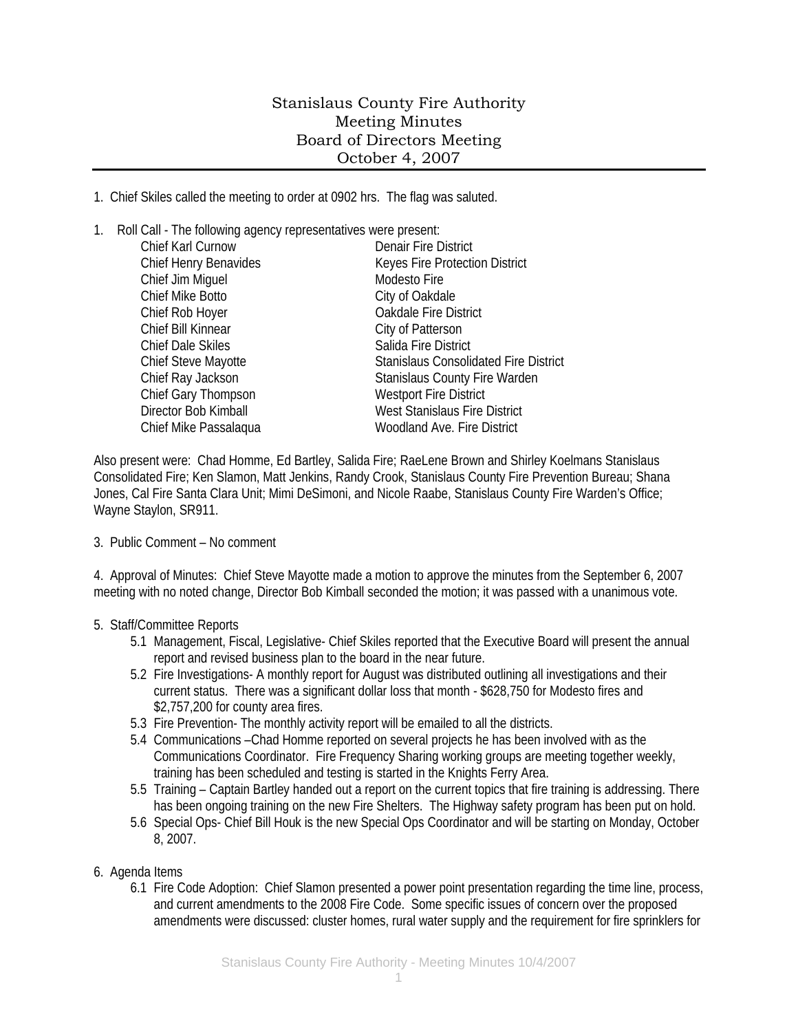# Stanislaus County Fire Authority
## Meeting Minutes
## Board of Directors Meeting
## October 4, 2007

1. Chief Skiles called the meeting to order at 0902 hrs. The flag was saluted.

1. Roll Call - The following agency representatives were present:

| | |
|---|---|
| Chief Karl Curnow | Denair Fire District |
| Chief Henry Benavides | Keyes Fire Protection District |
| Chief Jim Miguel | Modesto Fire |
| Chief Mike Botto | City of Oakdale |
| Chief Rob Hoyer | Oakdale Fire District |
| Chief Bill Kinnear | City of Patterson |
| Chief Dale Skiles | Salida Fire District |
| Chief Steve Mayotte | Stanislaus Consolidated Fire District |
| Chief Ray Jackson | Stanislaus County Fire Warden |
| Chief Gary Thompson | Westport Fire District |
| Director Bob Kimball | West Stanislaus Fire District |
| Chief Mike Passalaqua | Woodland Ave. Fire District |

Also present were: Chad Homme, Ed Bartley, Salida Fire; RaeLene Brown and Shirley Koelmans Stanislaus Consolidated Fire; Ken Slamon, Matt Jenkins, Randy Crook, Stanislaus County Fire Prevention Bureau; Shana Jones, Cal Fire Santa Clara Unit; Mimi DeSimoni, and Nicole Raabe, Stanislaus County Fire Warden's Office; Wayne Staylon, SR911.

3. Public Comment – No comment

4. Approval of Minutes: Chief Steve Mayotte made a motion to approve the minutes from the September 6, 2007 meeting with no noted change, Director Bob Kimball seconded the motion; it was passed with a unanimous vote.

5. Staff/Committee Reports
   - 5.1 Management, Fiscal, Legislative- Chief Skiles reported that the Executive Board will present the annual report and revised business plan to the board in the near future.
   - 5.2 Fire Investigations- A monthly report for August was distributed outlining all investigations and their current status. There was a significant dollar loss that month - $628,750 for Modesto fires and $2,757,200 for county area fires.
   - 5.3 Fire Prevention- The monthly activity report will be emailed to all the districts.
   - 5.4 Communications –Chad Homme reported on several projects he has been involved with as the Communications Coordinator. Fire Frequency Sharing working groups are meeting together weekly, training has been scheduled and testing is started in the Knights Ferry Area.
   - 5.5 Training – Captain Bartley handed out a report on the current topics that fire training is addressing. There has been ongoing training on the new Fire Shelters. The Highway safety program has been put on hold.
   - 5.6 Special Ops- Chief Bill Houk is the new Special Ops Coordinator and will be starting on Monday, October 8, 2007.

6. Agenda Items
   - 6.1 Fire Code Adoption: Chief Slamon presented a power point presentation regarding the time line, process, and current amendments to the 2008 Fire Code. Some specific issues of concern over the proposed amendments were discussed: cluster homes, rural water supply and the requirement for fire sprinklers for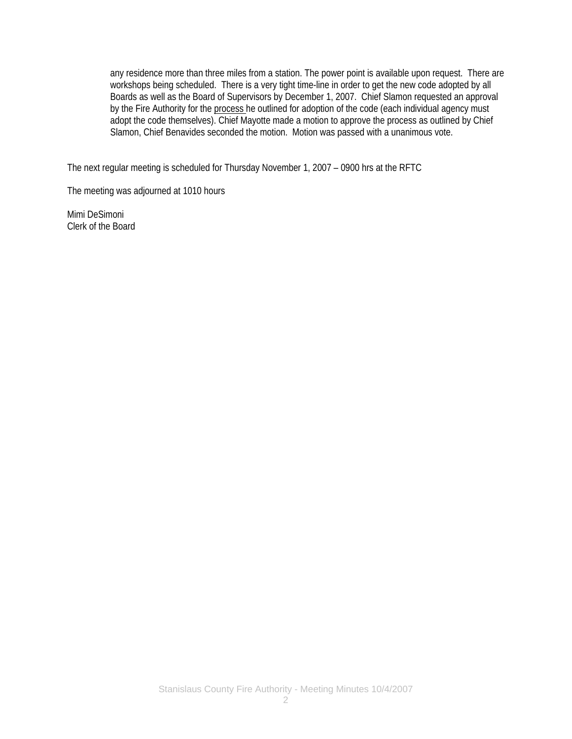any residence more than three miles from a station. The power point is available upon request. There are workshops being scheduled. There is a very tight time-line in order to get the new code adopted by all Boards as well as the Board of Supervisors by December 1, 2007. Chief Slamon requested an approval by the Fire Authority for the process he outlined for adoption of the code (each individual agency must adopt the code themselves). Chief Mayotte made a motion to approve the process as outlined by Chief Slamon, Chief Benavides seconded the motion. Motion was passed with a unanimous vote.

The next regular meeting is scheduled for Thursday November 1, 2007 – 0900 hrs at the RFTC

The meeting was adjourned at 1010 hours

Mimi DeSimoni
Clerk of the Board